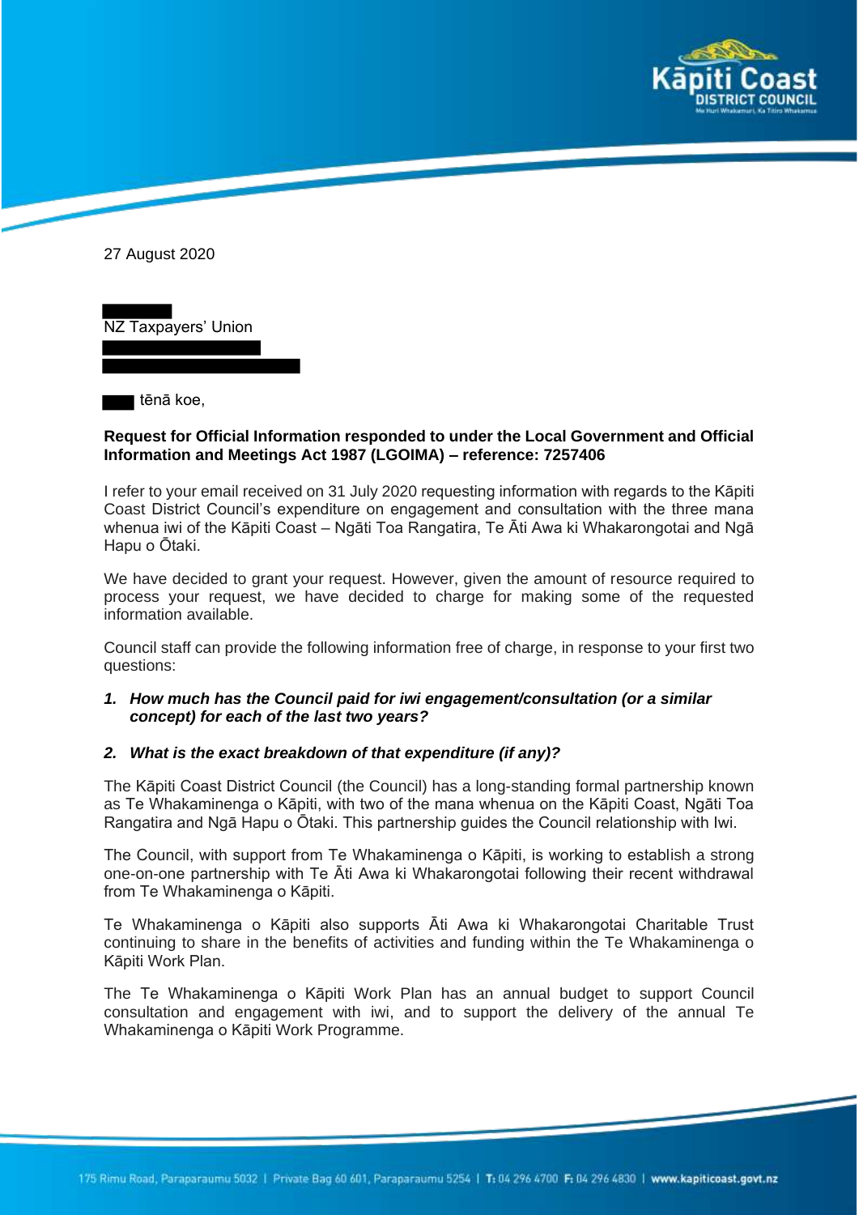27 August 2020

NZ Taxpayers' Union

tēnā koe,

**Request for Official Information responded to under the Local Government and Official Information and Meetings Act 1987 (LGOIMA) – reference: 7257406**

I refer to your email received on 31 July 2020 requesting information with regards to the Kāpiti Coast District Council's expenditure on engagement and consultation with the three mana whenua iwi of the Kāpiti Coast – Ngāti Toa Rangatira, Te Āti Awa ki Whakarongotai and Ngā Hapu o Ōtaki.

We have decided to grant your request. However, given the amount of resource required to process your request, we have decided to charge for making some of the requested information available.

Council staff can provide the following information free of charge, in response to your first two questions:

1. ***How much has the Council paid for iwi engagement/consultation (or a similar concept) for each of the last two years?***

2. ***What is the exact breakdown of that expenditure (if any)?***

The Kāpiti Coast District Council (the Council) has a long-standing formal partnership known as Te Whakaminenga o Kāpiti, with two of the mana whenua on the Kāpiti Coast, Ngāti Toa Rangatira and Ngā Hapu o Ōtaki. This partnership guides the Council relationship with Iwi.

The Council, with support from Te Whakaminenga o Kāpiti, is working to establish a strong one-on-one partnership with Te Āti Awa ki Whakarongotai following their recent withdrawal from Te Whakaminenga o Kāpiti.

Te Whakaminenga o Kāpiti also supports Āti Awa ki Whakarongotai Charitable Trust continuing to share in the benefits of activities and funding within the Te Whakaminenga o Kāpiti Work Plan.

The Te Whakaminenga o Kāpiti Work Plan has an annual budget to support Council consultation and engagement with iwi, and to support the delivery of the annual Te Whakaminenga o Kāpiti Work Programme.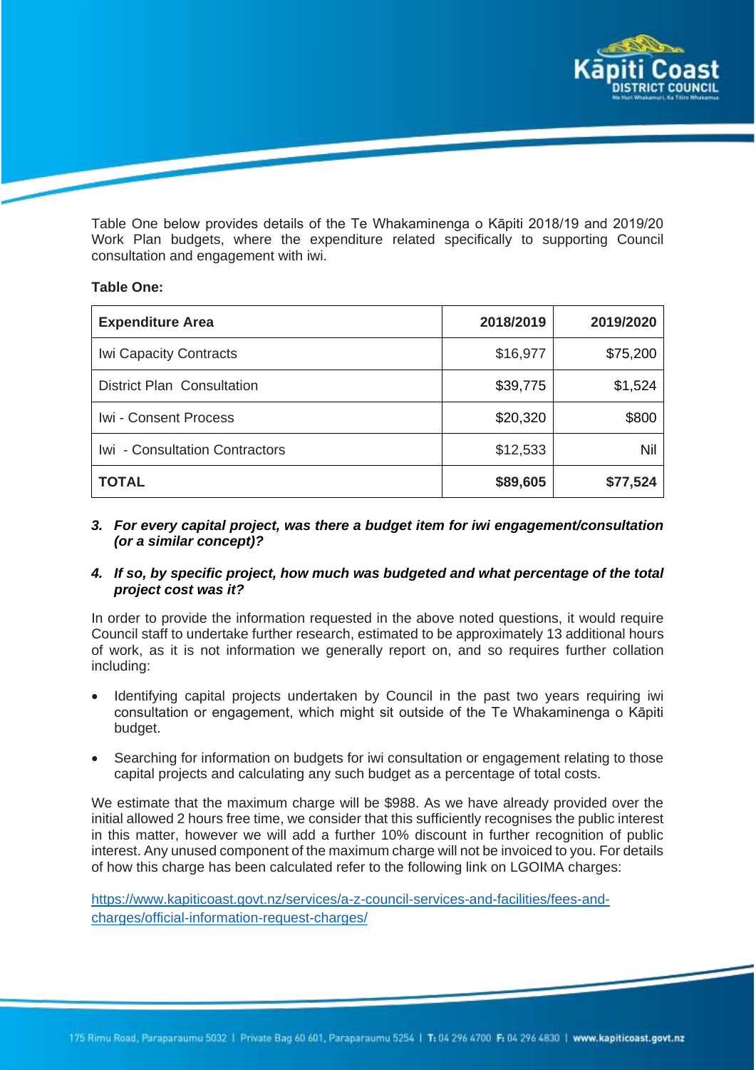Table One below provides details of the Te Whakaminenga o Kāpiti 2018/19 and 2019/20 Work Plan budgets, where the expenditure related specifically to supporting Council consultation and engagement with iwi.

**Table One:**

| Expenditure Area | 2018/2019 | 2019/2020 |
|---|---|---|
| Iwi Capacity Contracts | $16,977 | $75,200 |
| District Plan Consultation | $39,775 | $1,524 |
| Iwi - Consent Process | $20,320 | $800 |
| Iwi - Consultation Contractors | $12,533 | Nil |
| **TOTAL** | **$89,605** | **$77,524** |

3. ***For every capital project, was there a budget item for iwi engagement/consultation (or a similar concept)?***

4. ***If so, by specific project, how much was budgeted and what percentage of the total project cost was it?***

In order to provide the information requested in the above noted questions, it would require Council staff to undertake further research, estimated to be approximately 13 additional hours of work, as it is not information we generally report on, and so requires further collation including:

- Identifying capital projects undertaken by Council in the past two years requiring iwi consultation or engagement, which might sit outside of the Te Whakaminenga o Kāpiti budget.
- Searching for information on budgets for iwi consultation or engagement relating to those capital projects and calculating any such budget as a percentage of total costs.

We estimate that the maximum charge will be $988. As we have already provided over the initial allowed 2 hours free time, we consider that this sufficiently recognises the public interest in this matter, however we will add a further 10% discount in further recognition of public interest. Any unused component of the maximum charge will not be invoiced to you. For details of how this charge has been calculated refer to the following link on LGOIMA charges:

https://www.kapiticoast.govt.nz/services/a-z-council-services-and-facilities/fees-and-charges/official-information-request-charges/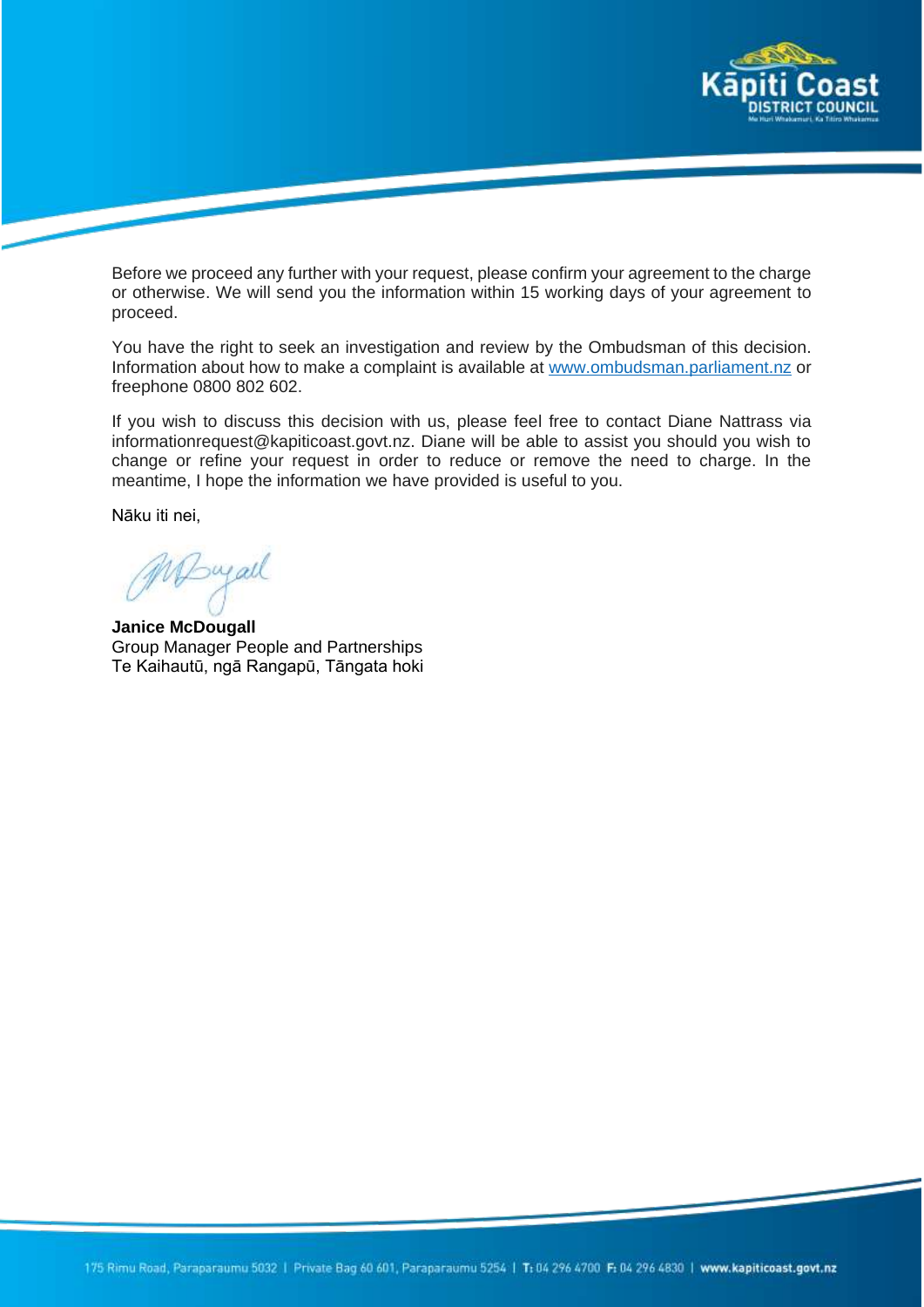Before we proceed any further with your request, please confirm your agreement to the charge or otherwise. We will send you the information within 15 working days of your agreement to proceed.

You have the right to seek an investigation and review by the Ombudsman of this decision. Information about how to make a complaint is available at [www.ombudsman.parliament.nz](http://www.ombudsman.parliament.nz) or freephone 0800 802 602.

If you wish to discuss this decision with us, please feel free to contact Diane Nattrass via informationrequest@kapiticoast.govt.nz. Diane will be able to assist you should you wish to change or refine your request in order to reduce or remove the need to charge. In the meantime, I hope the information we have provided is useful to you.

Nāku iti nei,

**Janice McDougall**
Group Manager People and Partnerships
Te Kaihautū, ngā Rangapū, Tāngata hoki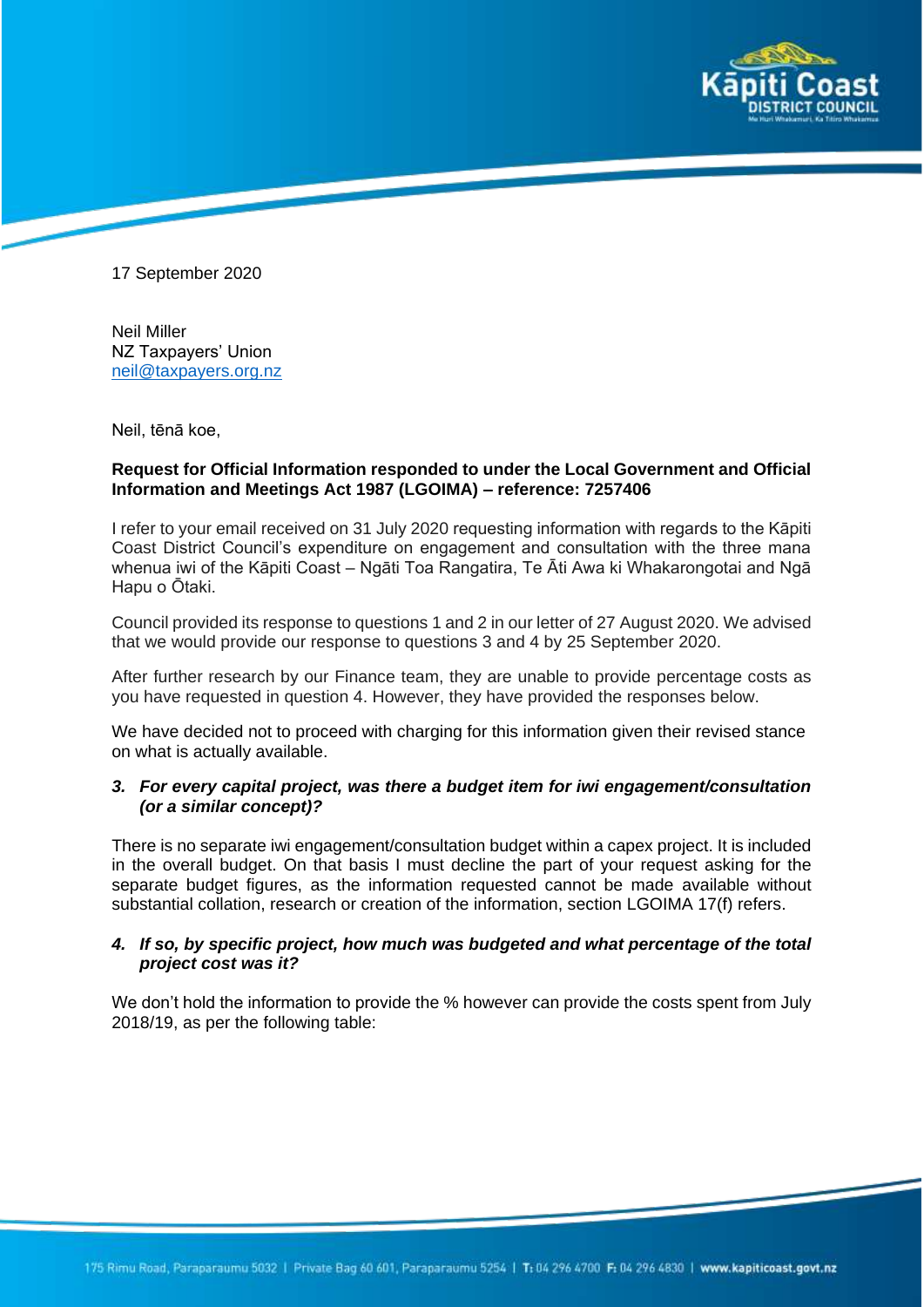17 September 2020

Neil Miller
NZ Taxpayers' Union
neil@taxpayers.org.nz

Neil, tēnā koe,

**Request for Official Information responded to under the Local Government and Official Information and Meetings Act 1987 (LGOIMA) – reference: 7257406**

I refer to your email received on 31 July 2020 requesting information with regards to the Kāpiti Coast District Council's expenditure on engagement and consultation with the three mana whenua iwi of the Kāpiti Coast – Ngāti Toa Rangatira, Te Āti Awa ki Whakarongotai and Ngā Hapu o Ōtaki.

Council provided its response to questions 1 and 2 in our letter of 27 August 2020. We advised that we would provide our response to questions 3 and 4 by 25 September 2020.

After further research by our Finance team, they are unable to provide percentage costs as you have requested in question 4. However, they have provided the responses below.

We have decided not to proceed with charging for this information given their revised stance on what is actually available.

3. ***For every capital project, was there a budget item for iwi engagement/consultation (or a similar concept)?***

There is no separate iwi engagement/consultation budget within a capex project. It is included in the overall budget. On that basis I must decline the part of your request asking for the separate budget figures, as the information requested cannot be made available without substantial collation, research or creation of the information, section LGOIMA 17(f) refers.

4. ***If so, by specific project, how much was budgeted and what percentage of the total project cost was it?***

We don't hold the information to provide the % however can provide the costs spent from July 2018/19, as per the following table: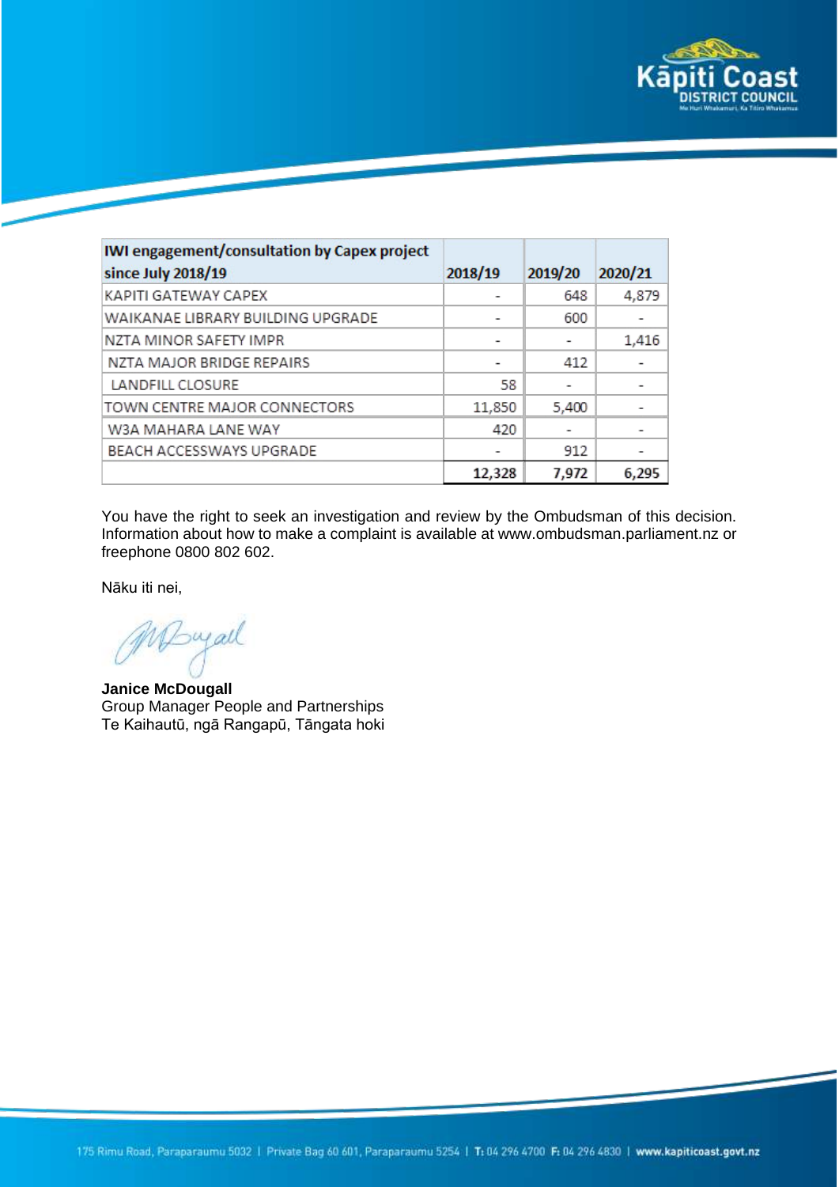| IWI engagement/consultation by Capex project since July 2018/19 | 2018/19 | 2019/20 | 2020/21 |
|---|---|---|---|
| KAPITI GATEWAY CAPEX | - | 648 | 4,879 |
| WAIKANAE LIBRARY BUILDING UPGRADE | - | 600 | - |
| NZTA MINOR SAFETY IMPR | - | - | 1,416 |
| NZTA MAJOR BRIDGE REPAIRS | - | 412 | - |
| LANDFILL CLOSURE | 58 | - | - |
| TOWN CENTRE MAJOR CONNECTORS | 11,850 | 5,400 | - |
| W3A MAHARA LANE WAY | 420 | - | - |
| BEACH ACCESSWAYS UPGRADE | - | 912 | - |
| | **12,328** | **7,972** | **6,295** |

You have the right to seek an investigation and review by the Ombudsman of this decision. Information about how to make a complaint is available at www.ombudsman.parliament.nz or freephone 0800 802 602.

Nāku iti nei,

**Janice McDougall**
Group Manager People and Partnerships
Te Kaihautū, ngā Rangapū, Tāngata hoki